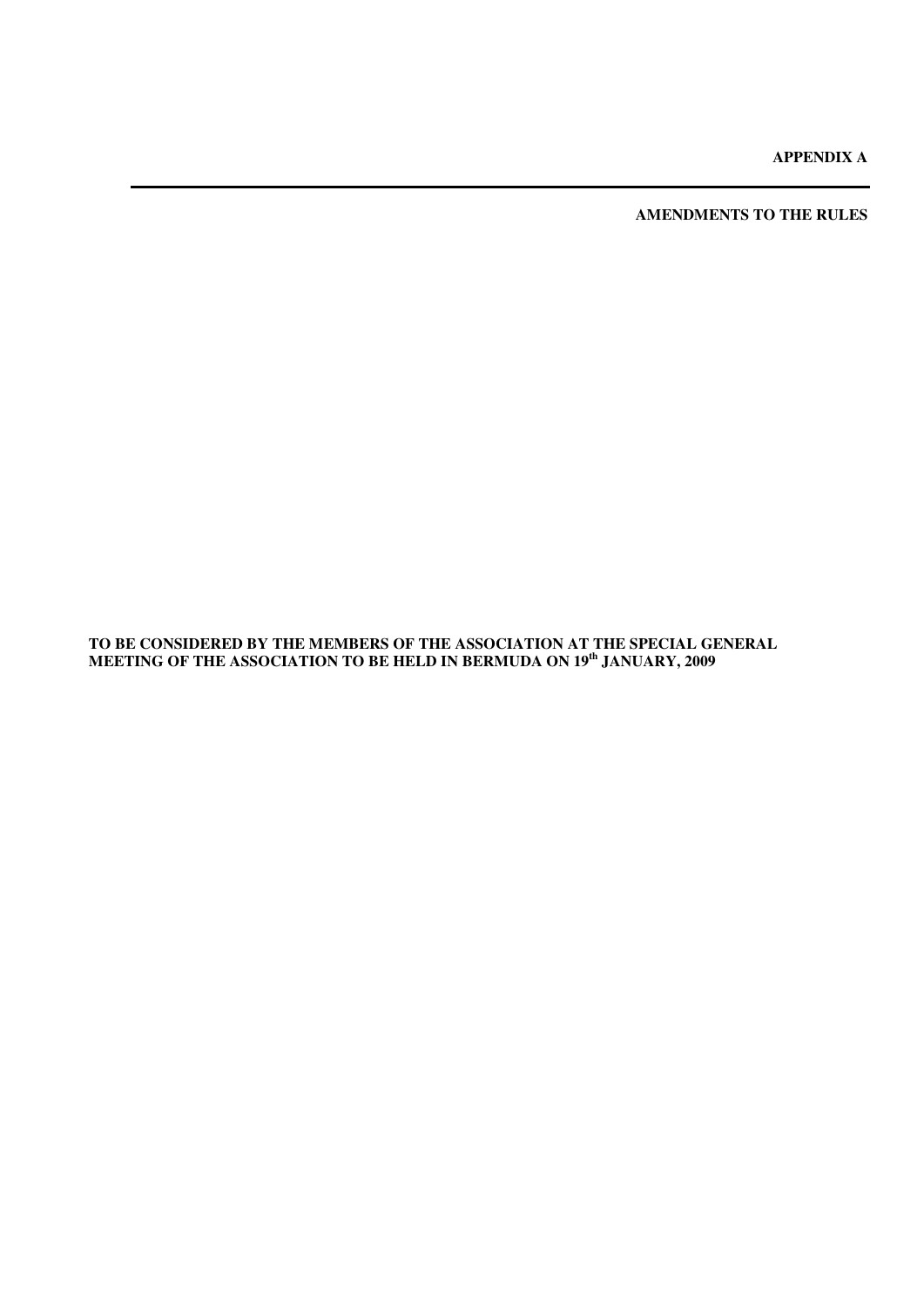**APPENDIX A**

---

**AMENDMENTS TO THE RULES**

**TO BE CONSIDERED BY THE MEMBERS OF THE ASSOCIATION AT THE SPECIAL GENERAL MEETING OF THE ASSOCIATION TO BE HELD IN BERMUDA ON 19th JANUARY, 2009**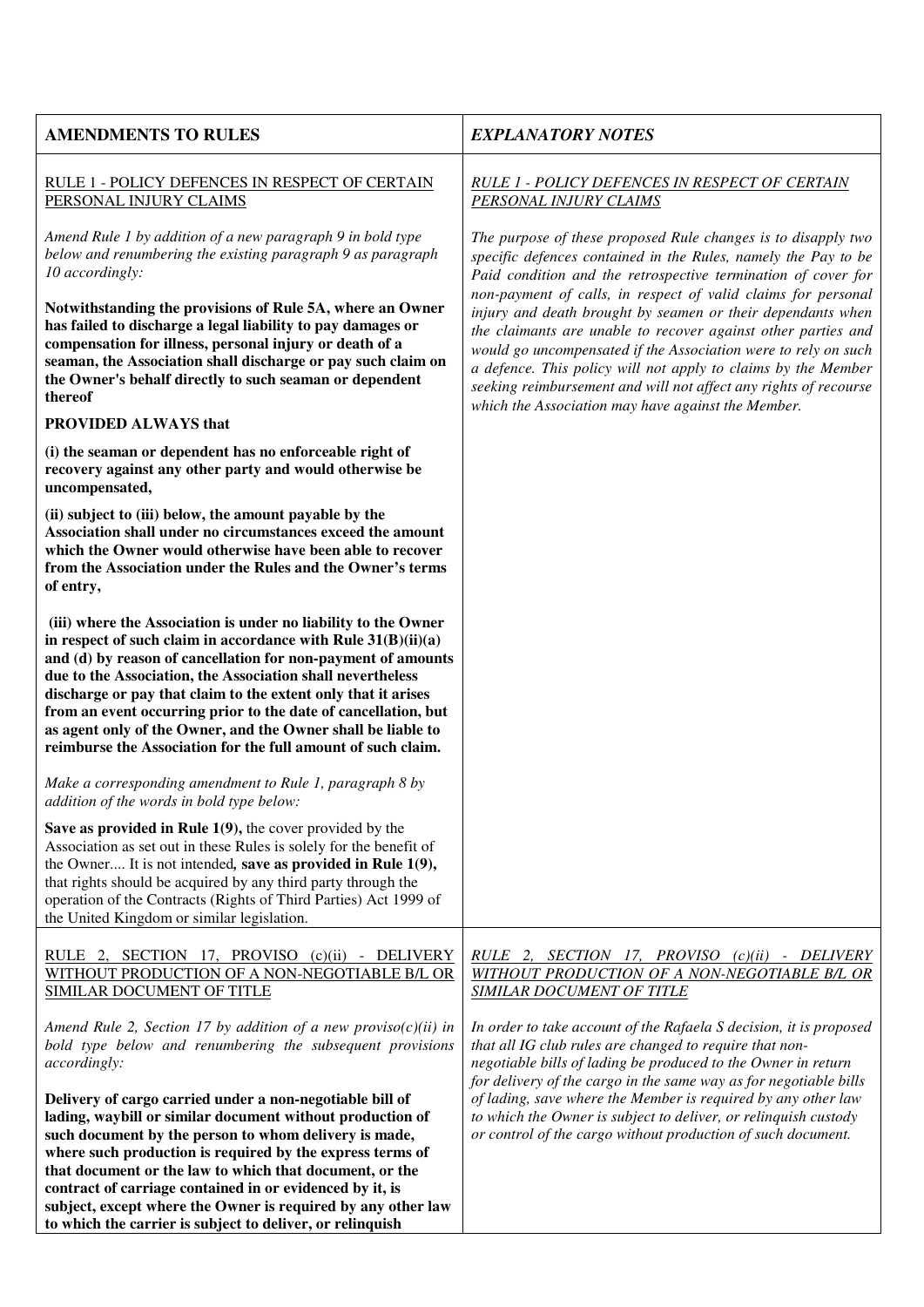| AMENDMENTS TO RULES | *EXPLANATORY NOTES* |
|---|---|
| RULE 1 - POLICY DEFENCES IN RESPECT OF CERTAIN PERSONAL INJURY CLAIMS<br><br>*Amend Rule 1 by addition of a new paragraph 9 in bold type below and renumbering the existing paragraph 9 as paragraph 10 accordingly:*<br><br>**Notwithstanding the provisions of Rule 5A, where an Owner has failed to discharge a legal liability to pay damages or compensation for illness, personal injury or death of a seaman, the Association shall discharge or pay such claim on the Owner's behalf directly to such seaman or dependent thereof**<br><br>**PROVIDED ALWAYS that**<br><br>**(i) the seaman or dependent has no enforceable right of recovery against any other party and would otherwise be uncompensated,**<br><br>**(ii) subject to (iii) below, the amount payable by the Association shall under no circumstances exceed the amount which the Owner would otherwise have been able to recover from the Association under the Rules and the Owner's terms of entry,**<br><br>**(iii) where the Association is under no liability to the Owner in respect of such claim in accordance with Rule 31(B)(ii)(a) and (d) by reason of cancellation for non-payment of amounts due to the Association, the Association shall nevertheless discharge or pay that claim to the extent only that it arises from an event occurring prior to the date of cancellation, but as agent only of the Owner, and the Owner shall be liable to reimburse the Association for the full amount of such claim.**<br><br>*Make a corresponding amendment to Rule 1, paragraph 8 by addition of the words in bold type below:*<br><br>**Save as provided in Rule 1(9),** the cover provided by the Association as set out in these Rules is solely for the benefit of the Owner.... It is not intended**, save as provided in Rule 1(9),** that rights should be acquired by any third party through the operation of the Contracts (Rights of Third Parties) Act 1999 of the United Kingdom or similar legislation. | *RULE 1 - POLICY DEFENCES IN RESPECT OF CERTAIN PERSONAL INJURY CLAIMS*<br><br>*The purpose of these proposed Rule changes is to disapply two specific defences contained in the Rules, namely the Pay to be Paid condition and the retrospective termination of cover for non-payment of calls, in respect of valid claims for personal injury and death brought by seamen or their dependants when the claimants are unable to recover against other parties and would go uncompensated if the Association were to rely on such a defence. This policy will not apply to claims by the Member seeking reimbursement and will not affect any rights of recourse which the Association may have against the Member.* |
| RULE 2, SECTION 17, PROVISO (c)(ii) - DELIVERY WITHOUT PRODUCTION OF A NON-NEGOTIABLE B/L OR SIMILAR DOCUMENT OF TITLE<br><br>*Amend Rule 2, Section 17 by addition of a new proviso(c)(ii) in bold type below and renumbering the subsequent provisions accordingly:*<br><br>**Delivery of cargo carried under a non-negotiable bill of lading, waybill or similar document without production of such document by the person to whom delivery is made, where such production is required by the express terms of that document or the law to which that document, or the contract of carriage contained in or evidenced by it, is subject, except where the Owner is required by any other law to which the carrier is subject to deliver, or relinquish** | *RULE 2, SECTION 17, PROVISO (c)(ii) - DELIVERY WITHOUT PRODUCTION OF A NON-NEGOTIABLE B/L OR SIMILAR DOCUMENT OF TITLE*<br><br>*In order to take account of the Rafaela S decision, it is proposed that all IG club rules are changed to require that non-negotiable bills of lading be produced to the Owner in return for delivery of the cargo in the same way as for negotiable bills of lading, save where the Member is required by any other law to which the Owner is subject to deliver, or relinquish custody or control of the cargo without production of such document.* |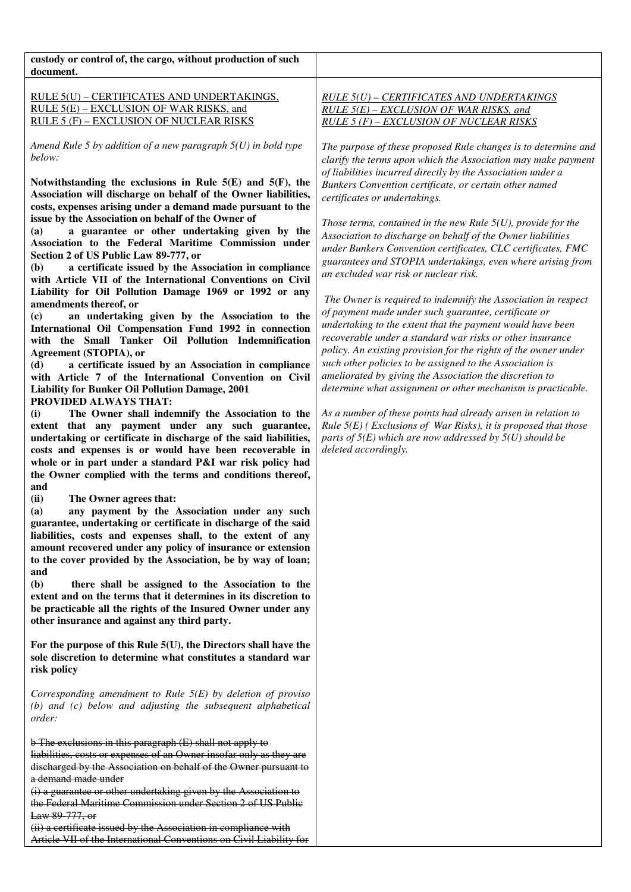| | |
|---|---|
| **custody or control of, the cargo, without production of such document.** | |
| <u>RULE 5(U) – CERTIFICATES AND UNDERTAKINGS,</u><br><u>RULE 5(E) – EXCLUSION OF WAR RISKS, and</u><br><u>RULE 5 (F) – EXCLUSION OF NUCLEAR RISKS</u><br><br>*Amend Rule 5 by addition of a new paragraph 5(U) in bold type below:*<br><br>**Notwithstanding the exclusions in Rule 5(E) and 5(F), the Association will discharge on behalf of the Owner liabilities, costs, expenses arising under a demand made pursuant to the issue by the Association on behalf of the Owner of**<br>**(a) a guarantee or other undertaking given by the Association to the Federal Maritime Commission under Section 2 of US Public Law 89-777, or**<br>**(b) a certificate issued by the Association in compliance with Article VII of the International Conventions on Civil Liability for Oil Pollution Damage 1969 or 1992 or any amendments thereof, or**<br>**(c) an undertaking given by the Association to the International Oil Compensation Fund 1992 in connection with the Small Tanker Oil Pollution Indemnification Agreement (STOPIA), or**<br>**(d) a certificate issued by an Association in compliance with Article 7 of the International Convention on Civil Liability for Bunker Oil Pollution Damage, 2001**<br>**PROVIDED ALWAYS THAT:**<br>**(i) The Owner shall indemnify the Association to the extent that any payment under any such guarantee, undertaking or certificate in discharge of the said liabilities, costs and expenses is or would have been recoverable in whole or in part under a standard P&I war risk policy had the Owner complied with the terms and conditions thereof, and**<br>**(ii) The Owner agrees that:**<br>**(a) any payment by the Association under any such guarantee, undertaking or certificate in discharge of the said liabilities, costs and expenses shall, to the extent of any amount recovered under any policy of insurance or extension to the cover provided by the Association, be by way of loan; and**<br>**(b) there shall be assigned to the Association to the extent and on the terms that it determines in its discretion to be practicable all the rights of the Insured Owner under any other insurance and against any third party.**<br><br>**For the purpose of this Rule 5(U), the Directors shall have the sole discretion to determine what constitutes a standard war risk policy**<br><br>*Corresponding amendment to Rule 5(E) by deletion of proviso (b) and (c) below and adjusting the subsequent alphabetical order:*<br><br>~~b The exclusions in this paragraph (E) shall not apply to liabilities, costs or expenses of an Owner insofar only as they are discharged by the Association on behalf of the Owner pursuant to a demand made under~~<br>~~(i) a guarantee or other undertaking given by the Association to the Federal Maritime Commission under Section 2 of US Public Law 89-777, or~~<br>~~(ii) a certificate issued by the Association in compliance with Article VII of the International Conventions on Civil Liability for~~ | <u>*RULE 5(U) – CERTIFICATES AND UNDERTAKINGS*</u><br><u>*RULE 5(E) – EXCLUSION OF WAR RISKS, and*</u><br><u>*RULE 5 (F) – EXCLUSION OF NUCLEAR RISKS*</u><br><br>*The purpose of these proposed Rule changes is to determine and clarify the terms upon which the Association may make payment of liabilities incurred directly by the Association under a Bunkers Convention certificate, or certain other named certificates or undertakings.*<br><br>*Those terms, contained in the new Rule 5(U), provide for the Association to discharge on behalf of the Owner liabilities under Bunkers Convention certificates, CLC certificates, FMC guarantees and STOPIA undertakings, even where arising from an excluded war risk or nuclear risk.*<br><br>*The Owner is required to indemnify the Association in respect of payment made under such guarantee, certificate or undertaking to the extent that the payment would have been recoverable under a standard war risks or other insurance policy. An existing provision for the rights of the owner under such other policies to be assigned to the Association is ameliorated by giving the Association the discretion to determine what assignment or other mechanism is practicable.*<br><br>*As a number of these points had already arisen in relation to Rule 5(E) ( Exclusions of War Risks), it is proposed that those parts of 5(E) which are now addressed by 5(U) should be deleted accordingly.* |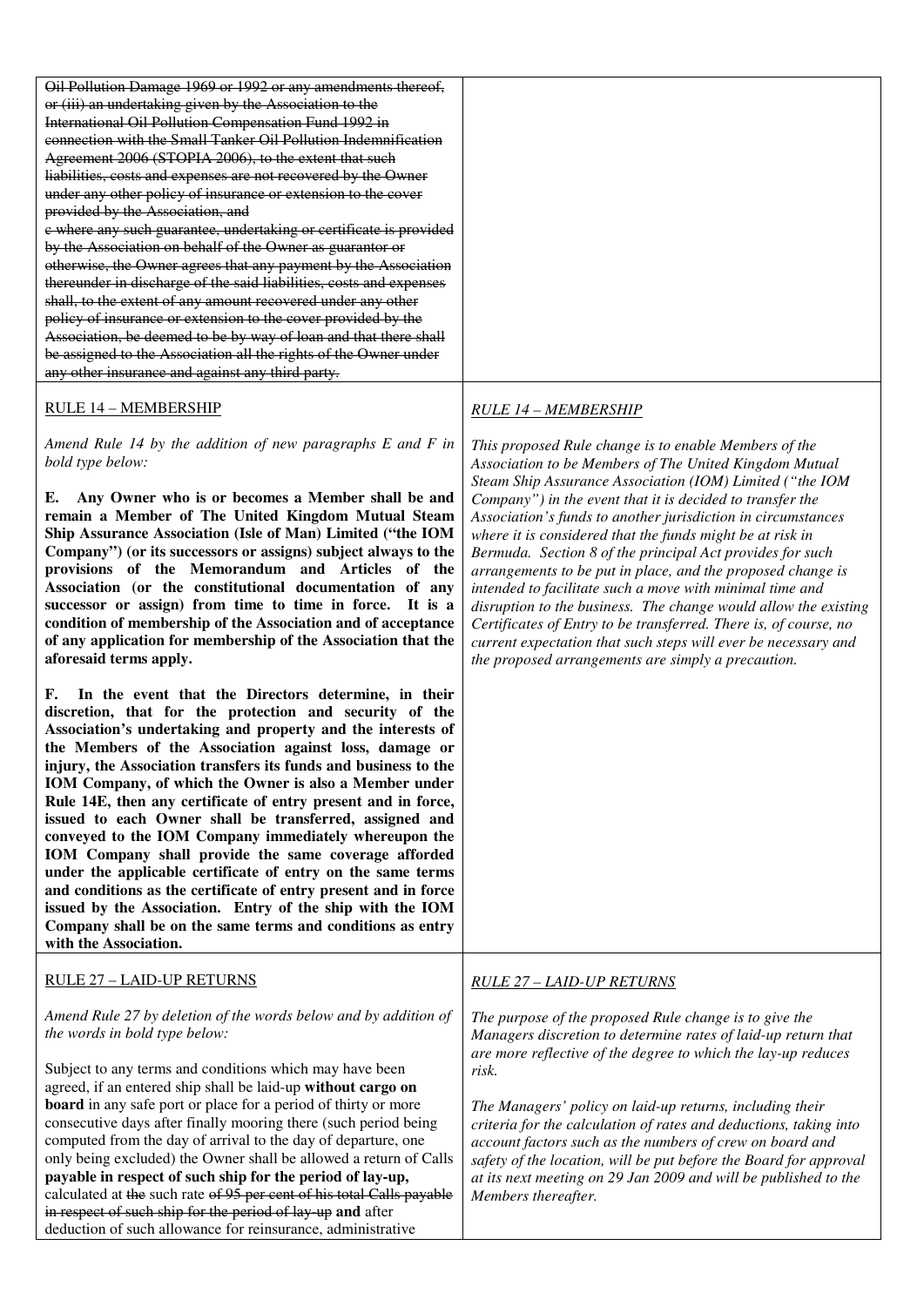| | |
|---|---|
| ~~Oil Pollution Damage 1969 or 1992 or any amendments thereof, or (iii) an undertaking given by the Association to the International Oil Pollution Compensation Fund 1992 in connection with the Small Tanker Oil Pollution Indemnification Agreement 2006 (STOPIA 2006), to the extent that such liabilities, costs and expenses are not recovered by the Owner under any other policy of insurance or extension to the cover provided by the Association, and~~<br>~~c where any such guarantee, undertaking or certificate is provided by the Association on behalf of the Owner as guarantor or otherwise, the Owner agrees that any payment by the Association thereunder in discharge of the said liabilities, costs and expenses shall, to the extent of any amount recovered under any other policy of insurance or extension to the cover provided by the Association, be deemed to be by way of loan and that there shall be assigned to the Association all the rights of the Owner under any other insurance and against any third party.~~ | |
| <u>RULE 14 – MEMBERSHIP</u><br><br>*Amend Rule 14 by the addition of new paragraphs E and F in bold type below:*<br><br>**E. Any Owner who is or becomes a Member shall be and remain a Member of The United Kingdom Mutual Steam Ship Assurance Association (Isle of Man) Limited ("the IOM Company") (or its successors or assigns) subject always to the provisions of the Memorandum and Articles of the Association (or the constitutional documentation of any successor or assign) from time to time in force. It is a condition of membership of the Association and of acceptance of any application for membership of the Association that the aforesaid terms apply.**<br><br>**F. In the event that the Directors determine, in their discretion, that for the protection and security of the Association's undertaking and property and the interests of the Members of the Association against loss, damage or injury, the Association transfers its funds and business to the IOM Company, of which the Owner is also a Member under Rule 14E, then any certificate of entry present and in force, issued to each Owner shall be transferred, assigned and conveyed to the IOM Company immediately whereupon the IOM Company shall provide the same coverage afforded under the applicable certificate of entry on the same terms and conditions as the certificate of entry present and in force issued by the Association. Entry of the ship with the IOM Company shall be on the same terms and conditions as entry with the Association.** | *<u>RULE 14 – MEMBERSHIP</u>*<br><br>*This proposed Rule change is to enable Members of the Association to be Members of The United Kingdom Mutual Steam Ship Assurance Association (IOM) Limited ("the IOM Company") in the event that it is decided to transfer the Association's funds to another jurisdiction in circumstances where it is considered that the funds might be at risk in Bermuda. Section 8 of the principal Act provides for such arrangements to be put in place, and the proposed change is intended to facilitate such a move with minimal time and disruption to the business. The change would allow the existing Certificates of Entry to be transferred. There is, of course, no current expectation that such steps will ever be necessary and the proposed arrangements are simply a precaution.* |
| <u>RULE 27 – LAID-UP RETURNS</u><br><br>*Amend Rule 27 by deletion of the words below and by addition of the words in bold type below:*<br><br>Subject to any terms and conditions which may have been agreed, if an entered ship shall be laid-up **without cargo on board** in any safe port or place for a period of thirty or more consecutive days after finally mooring there (such period being computed from the day of arrival to the day of departure, one only being excluded) the Owner shall be allowed a return of Calls **payable in respect of such ship for the period of lay-up,** calculated at ~~the~~ such rate ~~of 95 per cent of his total Calls payable in respect of such ship for the period of lay-up~~ **and** after deduction of such allowance for reinsurance, administrative | *<u>RULE 27 – LAID-UP RETURNS</u>*<br><br>*The purpose of the proposed Rule change is to give the Managers discretion to determine rates of laid-up return that are more reflective of the degree to which the lay-up reduces risk.*<br><br>*The Managers' policy on laid-up returns, including their criteria for the calculation of rates and deductions, taking into account factors such as the numbers of crew on board and safety of the location, will be put before the Board for approval at its next meeting on 29 Jan 2009 and will be published to the Members thereafter.* |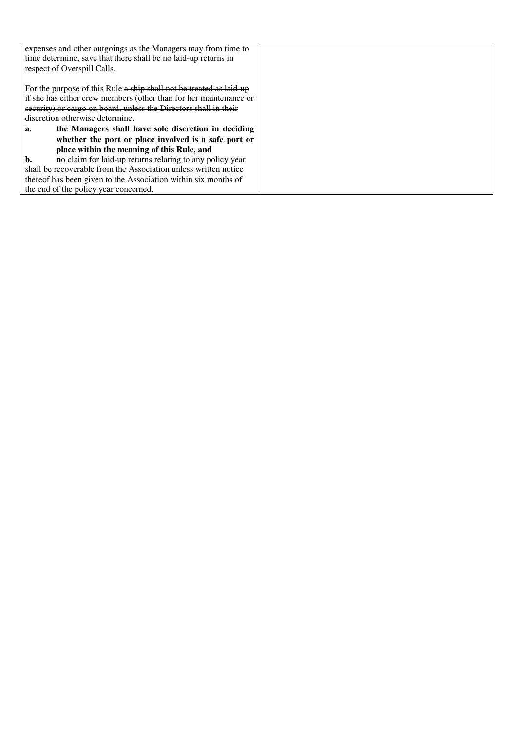| | |
|---|---|
| expenses and other outgoings as the Managers may from time to time determine, save that there shall be no laid-up returns in respect of Overspill Calls.<br><br>For the purpose of this Rule ~~a ship shall not be treated as laid-up if she has either crew members (other than for her maintenance or security) or cargo on board, unless the Directors shall in their discretion otherwise determine~~.<br>**a. the Managers shall have sole discretion in deciding whether the port or place involved is a safe port or place within the meaning of this Rule, and**<br>**b.** **n**o claim for laid-up returns relating to any policy year shall be recoverable from the Association unless written notice thereof has been given to the Association within six months of the end of the policy year concerned. | |